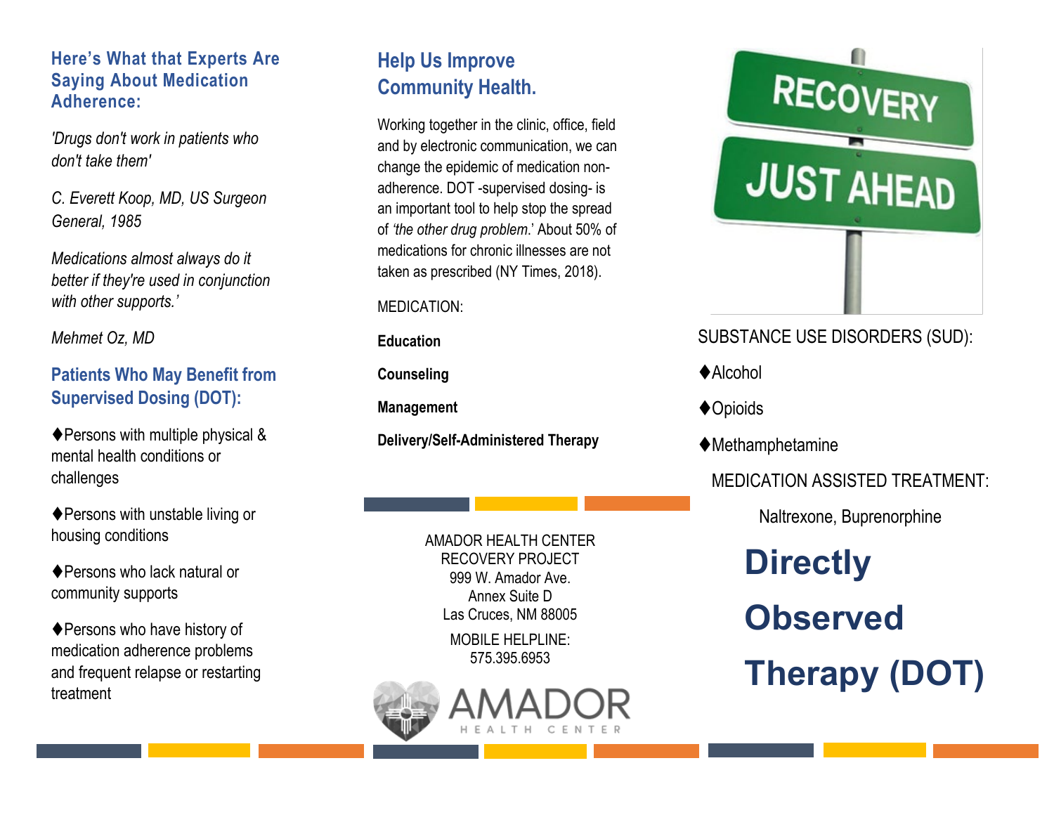## Here's What that Experts Are Saying About Medication Adherence:

*'Drugs don't work in patients who don't take them'*

*C. Everett Koop, MD, US Surgeon General, 1985*

*Medications almost always do it better if they're used in conjunction with other supports.'*

*Mehmet Oz, MD*

## Patients Who May Benefit from Supervised Dosing (DOT):

♦Persons with multiple physical & mental health conditions or challenges

♦Persons with unstable living or housing conditions

♦Persons who lack natural or community supports

♦Persons who have history of medication adherence problems and frequent relapse or restarting treatment

## Help Us Improve Community Health.

Working together in the clinic, office, field and by electronic communication, we can change the epidemic of medication non-adherence. DOT -supervised dosing- is an important tool to help stop the spread of *'the other drug problem*.' About 50% of medications for chronic illnesses are not taken as prescribed (NY Times, 2018).

MEDICATION:

**Education**

**Counseling**

**Management**

**Delivery/Self-Administered Therapy**

AMADOR HEALTH CENTER
RECOVERY PROJECT
999 W. Amador Ave.
Annex Suite D
Las Cruces, NM 88005

MOBILE HELPLINE:
575.395.6953

AMADOR HEALTH CENTER

RECOVERY JUST AHEAD

SUBSTANCE USE DISORDERS (SUD):

♦Alcohol

♦Opioids

♦Methamphetamine

MEDICATION ASSISTED TREATMENT:

Naltrexone, Buprenorphine

# Directly Observed Therapy (DOT)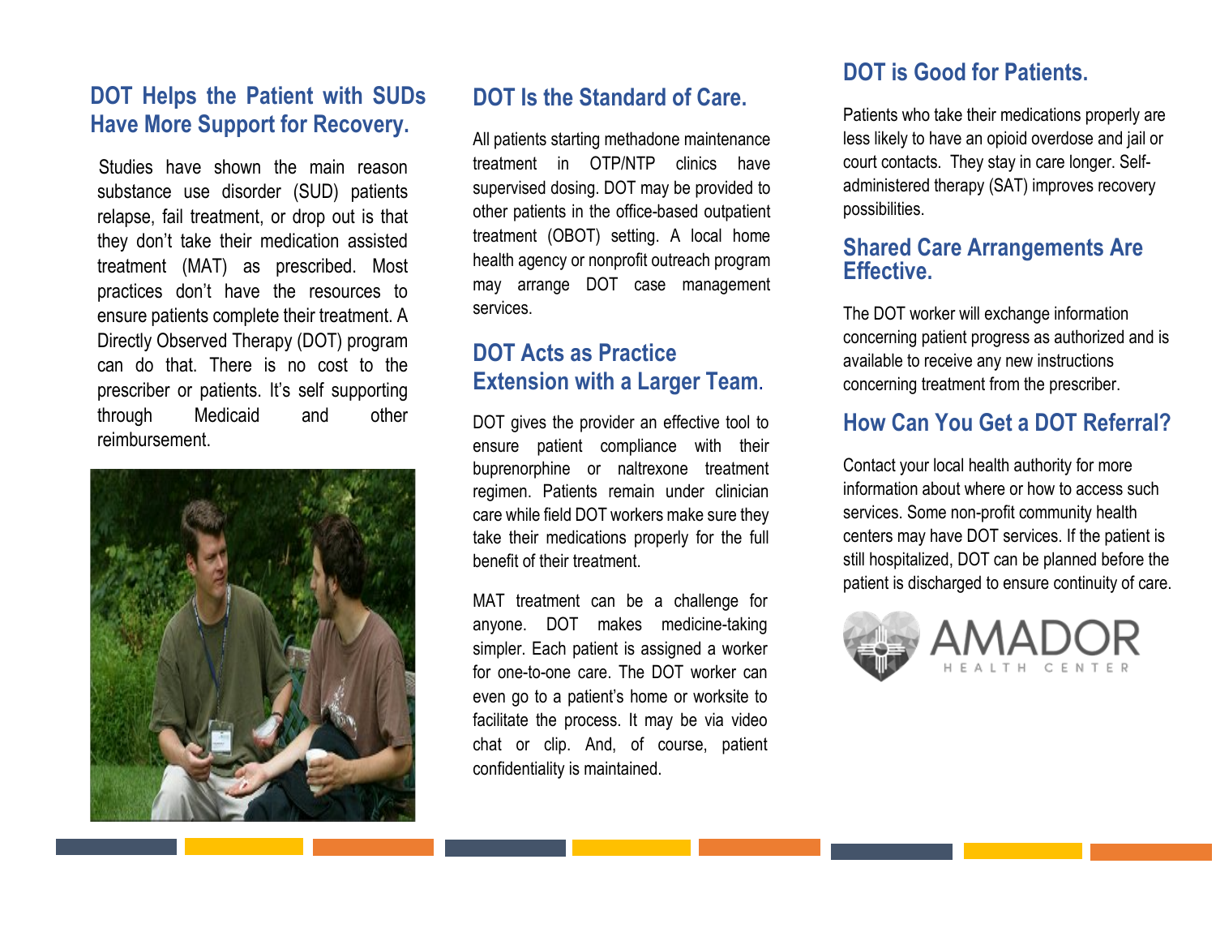## DOT Helps the Patient with SUDs Have More Support for Recovery.

Studies have shown the main reason substance use disorder (SUD) patients relapse, fail treatment, or drop out is that they don't take their medication assisted treatment (MAT) as prescribed. Most practices don't have the resources to ensure patients complete their treatment. A Directly Observed Therapy (DOT) program can do that. There is no cost to the prescriber or patients. It's self supporting through Medicaid and other reimbursement.

## DOT Is the Standard of Care.

All patients starting methadone maintenance treatment in OTP/NTP clinics have supervised dosing. DOT may be provided to other patients in the office-based outpatient treatment (OBOT) setting. A local home health agency or nonprofit outreach program may arrange DOT case management services.

## DOT Acts as Practice Extension with a Larger Team.

DOT gives the provider an effective tool to ensure patient compliance with their buprenorphine or naltrexone treatment regimen. Patients remain under clinician care while field DOT workers make sure they take their medications properly for the full benefit of their treatment.

MAT treatment can be a challenge for anyone. DOT makes medicine-taking simpler. Each patient is assigned a worker for one-to-one care. The DOT worker can even go to a patient's home or worksite to facilitate the process. It may be via video chat or clip. And, of course, patient confidentiality is maintained.

## DOT is Good for Patients.

Patients who take their medications properly are less likely to have an opioid overdose and jail or court contacts. They stay in care longer. Self-administered therapy (SAT) improves recovery possibilities.

## Shared Care Arrangements Are Effective.

The DOT worker will exchange information concerning patient progress as authorized and is available to receive any new instructions concerning treatment from the prescriber.

## How Can You Get a DOT Referral?

Contact your local health authority for more information about where or how to access such services. Some non-profit community health centers may have DOT services. If the patient is still hospitalized, DOT can be planned before the patient is discharged to ensure continuity of care.

AMADOR HEALTH CENTER